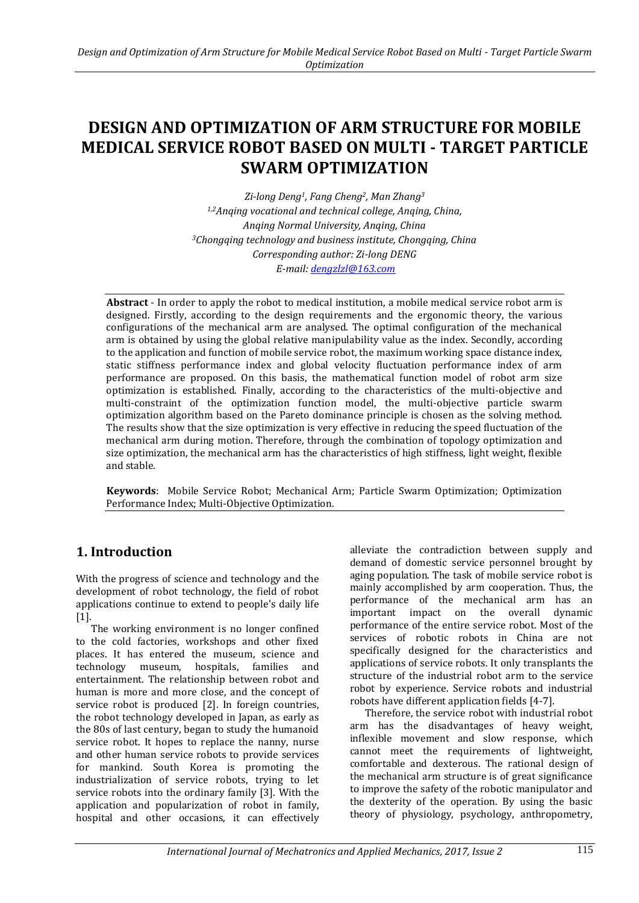# DESIGN AND OPTIMIZATION OF ARM STRUCTURE FOR MOBILE MEDICAL SERVICE ROBOT BASED ON MULTI - TARGET PARTICLE SWARM OPTIMIZATION

*Zi-long Deng[1], Fang Cheng[2], Man Zhang[3]*
*[1,2]Anqing vocational and technical college, Anqing, China,*
*Anqing Normal University, Anqing, China*
*[3]Chongqing technology and business institute, Chongqing, China*
*Corresponding author: Zi-long DENG*
*E-mail: dengzlzl@163.com*

**Abstract** - In order to apply the robot to medical institution, a mobile medical service robot arm is designed. Firstly, according to the design requirements and the ergonomic theory, the various configurations of the mechanical arm are analysed. The optimal configuration of the mechanical arm is obtained by using the global relative manipulability value as the index. Secondly, according to the application and function of mobile service robot, the maximum working space distance index, static stiffness performance index and global velocity fluctuation performance index of arm performance are proposed. On this basis, the mathematical function model of robot arm size optimization is established. Finally, according to the characteristics of the multi-objective and multi-constraint of the optimization function model, the multi-objective particle swarm optimization algorithm based on the Pareto dominance principle is chosen as the solving method. The results show that the size optimization is very effective in reducing the speed fluctuation of the mechanical arm during motion. Therefore, through the combination of topology optimization and size optimization, the mechanical arm has the characteristics of high stiffness, light weight, flexible and stable.

**Keywords**: Mobile Service Robot; Mechanical Arm; Particle Swarm Optimization; Optimization Performance Index; Multi-Objective Optimization.

## 1. Introduction

With the progress of science and technology and the development of robot technology, the field of robot applications continue to extend to people's daily life [1].

The working environment is no longer confined to the cold factories, workshops and other fixed places. It has entered the museum, science and technology museum, hospitals, families and entertainment. The relationship between robot and human is more and more close, and the concept of service robot is produced [2]. In foreign countries, the robot technology developed in Japan, as early as the 80s of last century, began to study the humanoid service robot. It hopes to replace the nanny, nurse and other human service robots to provide services for mankind. South Korea is promoting the industrialization of service robots, trying to let service robots into the ordinary family [3]. With the application and popularization of robot in family, hospital and other occasions, it can effectively alleviate the contradiction between supply and demand of domestic service personnel brought by aging population. The task of mobile service robot is mainly accomplished by arm cooperation. Thus, the performance of the mechanical arm has an important impact on the overall dynamic performance of the entire service robot. Most of the services of robotic robots in China are not specifically designed for the characteristics and applications of service robots. It only transplants the structure of the industrial robot arm to the service robot by experience. Service robots and industrial robots have different application fields [4-7].

Therefore, the service robot with industrial robot arm has the disadvantages of heavy weight, inflexible movement and slow response, which cannot meet the requirements of lightweight, comfortable and dexterous. The rational design of the mechanical arm structure is of great significance to improve the safety of the robotic manipulator and the dexterity of the operation. By using the basic theory of physiology, psychology, anthropometry,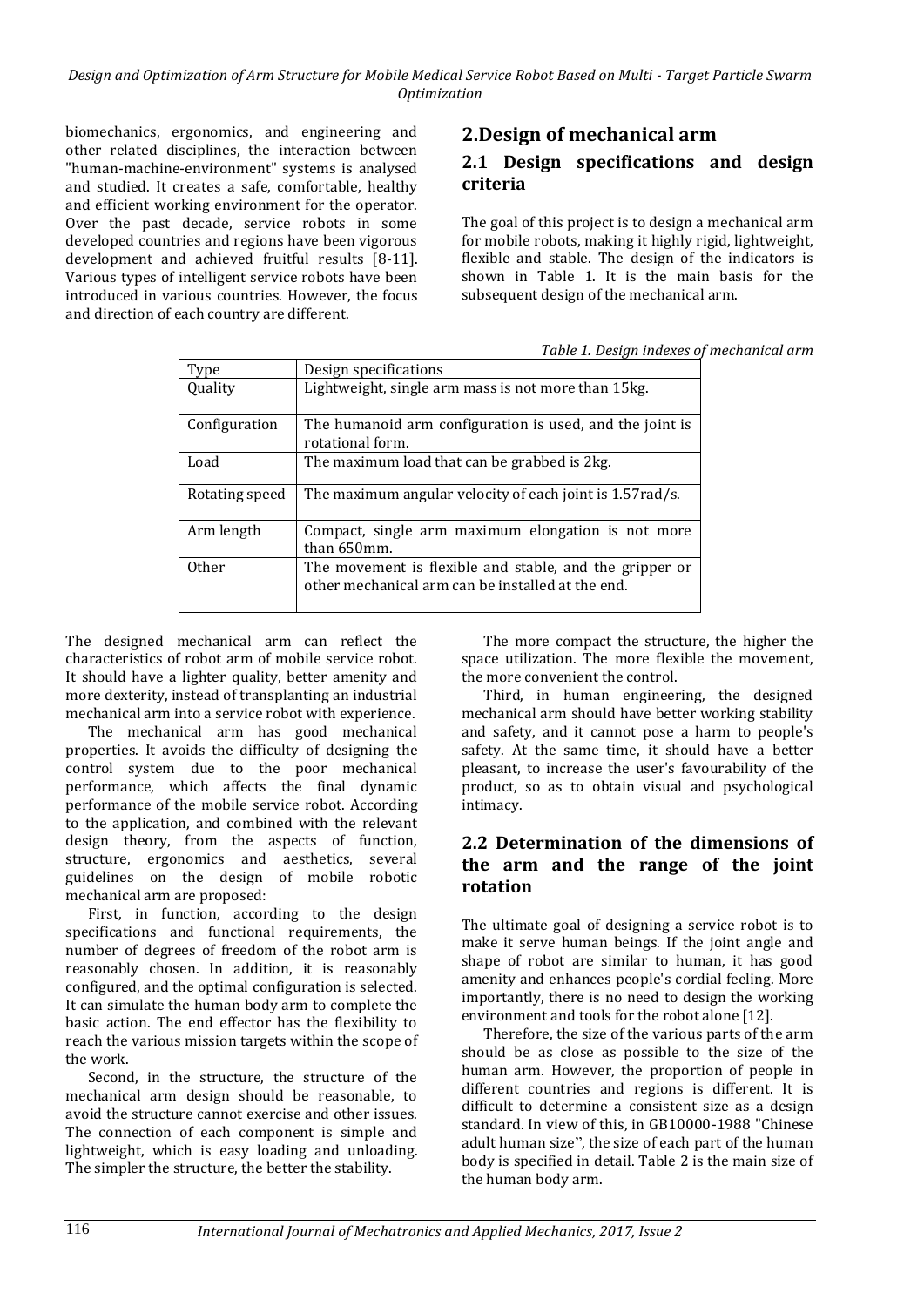biomechanics, ergonomics, and engineering and other related disciplines, the interaction between "human-machine-environment" systems is analysed and studied. It creates a safe, comfortable, healthy and efficient working environment for the operator. Over the past decade, service robots in some developed countries and regions have been vigorous development and achieved fruitful results [8-11]. Various types of intelligent service robots have been introduced in various countries. However, the focus and direction of each country are different.

## 2.Design of mechanical arm

### 2.1 Design specifications and design criteria

The goal of this project is to design a mechanical arm for mobile robots, making it highly rigid, lightweight, flexible and stable. The design of the indicators is shown in Table 1. It is the main basis for the subsequent design of the mechanical arm.

*Table 1. Design indexes of mechanical arm*

| Type | Design specifications |
|---|---|
| Quality | Lightweight, single arm mass is not more than 15kg. |
| Configuration | The humanoid arm configuration is used, and the joint is rotational form. |
| Load | The maximum load that can be grabbed is 2kg. |
| Rotating speed | The maximum angular velocity of each joint is 1.57rad/s. |
| Arm length | Compact, single arm maximum elongation is not more than 650mm. |
| Other | The movement is flexible and stable, and the gripper or other mechanical arm can be installed at the end. |

The designed mechanical arm can reflect the characteristics of robot arm of mobile service robot. It should have a lighter quality, better amenity and more dexterity, instead of transplanting an industrial mechanical arm into a service robot with experience.

The mechanical arm has good mechanical properties. It avoids the difficulty of designing the control system due to the poor mechanical performance, which affects the final dynamic performance of the mobile service robot. According to the application, and combined with the relevant design theory, from the aspects of function, structure, ergonomics and aesthetics, several guidelines on the design of mobile robotic mechanical arm are proposed:

First, in function, according to the design specifications and functional requirements, the number of degrees of freedom of the robot arm is reasonably chosen. In addition, it is reasonably configured, and the optimal configuration is selected. It can simulate the human body arm to complete the basic action. The end effector has the flexibility to reach the various mission targets within the scope of the work.

Second, in the structure, the structure of the mechanical arm design should be reasonable, to avoid the structure cannot exercise and other issues. The connection of each component is simple and lightweight, which is easy loading and unloading. The simpler the structure, the better the stability.

The more compact the structure, the higher the space utilization. The more flexible the movement, the more convenient the control.

Third, in human engineering, the designed mechanical arm should have better working stability and safety, and it cannot pose a harm to people's safety. At the same time, it should have a better pleasant, to increase the user's favourability of the product, so as to obtain visual and psychological intimacy.

### 2.2 Determination of the dimensions of the arm and the range of the joint rotation

The ultimate goal of designing a service robot is to make it serve human beings. If the joint angle and shape of robot are similar to human, it has good amenity and enhances people's cordial feeling. More importantly, there is no need to design the working environment and tools for the robot alone [12].

Therefore, the size of the various parts of the arm should be as close as possible to the size of the human arm. However, the proportion of people in different countries and regions is different. It is difficult to determine a consistent size as a design standard. In view of this, in GB10000-1988 "Chinese adult human size", the size of each part of the human body is specified in detail. Table 2 is the main size of the human body arm.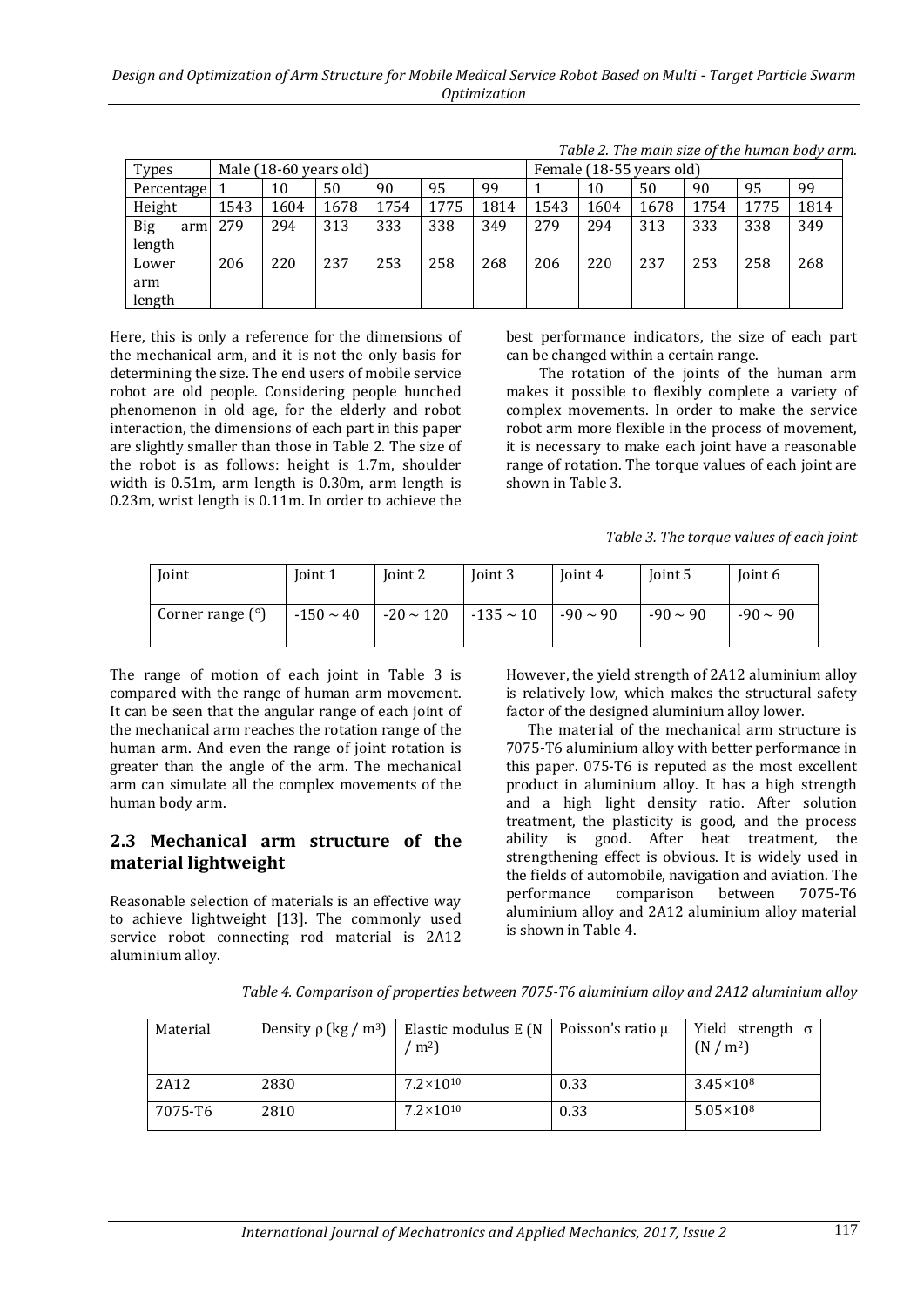*Table 2. The main size of the human body arm.*

| Types | Male (18-60 years old) | | | | | | Female (18-55 years old) | | | | | |
|---|---|---|---|---|---|---|---|---|---|---|---|---|
| Percentage | 1 | 10 | 50 | 90 | 95 | 99 | 1 | 10 | 50 | 90 | 95 | 99 |
| Height | 1543 | 1604 | 1678 | 1754 | 1775 | 1814 | 1543 | 1604 | 1678 | 1754 | 1775 | 1814 |
| Big arm length | 279 | 294 | 313 | 333 | 338 | 349 | 279 | 294 | 313 | 333 | 338 | 349 |
| Lower arm length | 206 | 220 | 237 | 253 | 258 | 268 | 206 | 220 | 237 | 253 | 258 | 268 |

Here, this is only a reference for the dimensions of the mechanical arm, and it is not the only basis for determining the size. The end users of mobile service robot are old people. Considering people hunched phenomenon in old age, for the elderly and robot interaction, the dimensions of each part in this paper are slightly smaller than those in Table 2. The size of the robot is as follows: height is 1.7m, shoulder width is 0.51m, arm length is 0.30m, arm length is 0.23m, wrist length is 0.11m. In order to achieve the best performance indicators, the size of each part can be changed within a certain range.

The rotation of the joints of the human arm makes it possible to flexibly complete a variety of complex movements. In order to make the service robot arm more flexible in the process of movement, it is necessary to make each joint have a reasonable range of rotation. The torque values of each joint are shown in Table 3.

*Table 3. The torque values of each joint*

| Joint | Joint 1 | Joint 2 | Joint 3 | Joint 4 | Joint 5 | Joint 6 |
|---|---|---|---|---|---|---|
| Corner range (°) | -150 ~ 40 | -20 ~ 120 | -135 ~ 10 | -90 ~ 90 | -90 ~ 90 | -90 ~ 90 |

The range of motion of each joint in Table 3 is compared with the range of human arm movement. It can be seen that the angular range of each joint of the mechanical arm reaches the rotation range of the human arm. And even the range of joint rotation is greater than the angle of the arm. The mechanical arm can simulate all the complex movements of the human body arm.

## 2.3 Mechanical arm structure of the material lightweight

Reasonable selection of materials is an effective way to achieve lightweight [13]. The commonly used service robot connecting rod material is 2A12 aluminium alloy. However, the yield strength of 2A12 aluminium alloy is relatively low, which makes the structural safety factor of the designed aluminium alloy lower.

The material of the mechanical arm structure is 7075-T6 aluminium alloy with better performance in this paper. 075-T6 is reputed as the most excellent product in aluminium alloy. It has a high strength and a high light density ratio. After solution treatment, the plasticity is good, and the process ability is good. After heat treatment, the strengthening effect is obvious. It is widely used in the fields of automobile, navigation and aviation. The performance comparison between 7075-T6 aluminium alloy and 2A12 aluminium alloy material is shown in Table 4.

*Table 4. Comparison of properties between 7075-T6 aluminium alloy and 2A12 aluminium alloy*

| Material | Density ρ (kg / m$^3$) | Elastic modulus E (N / m$^2$) | Poisson's ratio μ | Yield strength σ (N / m$^2$) |
|---|---|---|---|---|
| 2A12 | 2830 | $7.2\times10^{10}$ | 0.33 | $3.45\times10^{8}$ |
| 7075-T6 | 2810 | $7.2\times10^{10}$ | 0.33 | $5.05\times10^{8}$ |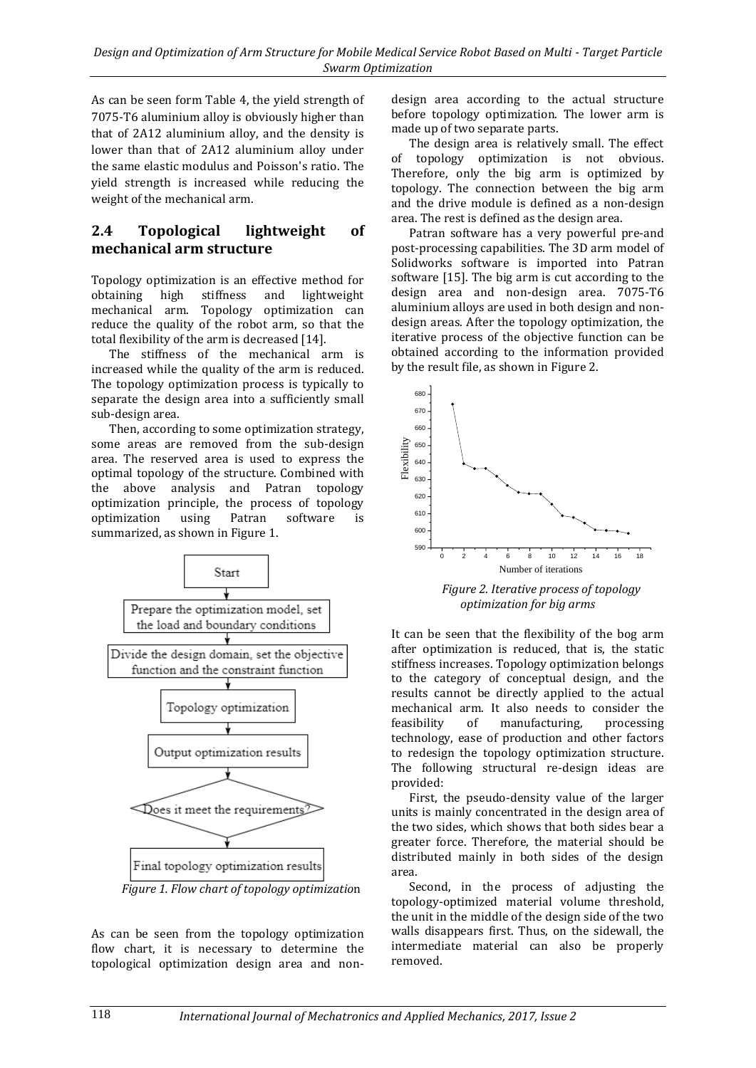As can be seen form Table 4, the yield strength of 7075-T6 aluminium alloy is obviously higher than that of 2A12 aluminium alloy, and the density is lower than that of 2A12 aluminium alloy under the same elastic modulus and Poisson's ratio. The yield strength is increased while reducing the weight of the mechanical arm.

## 2.4 Topological lightweight of mechanical arm structure

Topology optimization is an effective method for obtaining high stiffness and lightweight mechanical arm. Topology optimization can reduce the quality of the robot arm, so that the total flexibility of the arm is decreased [14].

The stiffness of the mechanical arm is increased while the quality of the arm is reduced. The topology optimization process is typically to separate the design area into a sufficiently small sub-design area.

Then, according to some optimization strategy, some areas are removed from the sub-design area. The reserved area is used to express the optimal topology of the structure. Combined with the above analysis and Patran topology optimization principle, the process of topology optimization using Patran software is summarized, as shown in Figure 1.

Start → Prepare the optimization model, set the load and boundary conditions → Divide the design domain, set the objective function and the constraint function → Topology optimization → Output optimization results → Does it meet the requirements? → Final topology optimization results

*Figure 1. Flow chart of topology optimization*

As can be seen from the topology optimization flow chart, it is necessary to determine the topological optimization design area and non-design area according to the actual structure before topology optimization. The lower arm is made up of two separate parts.

The design area is relatively small. The effect of topology optimization is not obvious. Therefore, only the big arm is optimized by topology. The connection between the big arm and the drive module is defined as a non-design area. The rest is defined as the design area.

Patran software has a very powerful pre-and post-processing capabilities. The 3D arm model of Solidworks software is imported into Patran software [15]. The big arm is cut according to the design area and non-design area. 7075-T6 aluminium alloys are used in both design and non-design areas. After the topology optimization, the iterative process of the objective function can be obtained according to the information provided by the result file, as shown in Figure 2.

*Figure 2. Iterative process of topology optimization for big arms*

It can be seen that the flexibility of the bog arm after optimization is reduced, that is, the static stiffness increases. Topology optimization belongs to the category of conceptual design, and the results cannot be directly applied to the actual mechanical arm. It also needs to consider the feasibility of manufacturing, processing technology, ease of production and other factors to redesign the topology optimization structure. The following structural re-design ideas are provided:

First, the pseudo-density value of the larger units is mainly concentrated in the design area of the two sides, which shows that both sides bear a greater force. Therefore, the material should be distributed mainly in both sides of the design area.

Second, in the process of adjusting the topology-optimized material volume threshold, the unit in the middle of the design side of the two walls disappears first. Thus, on the sidewall, the intermediate material can also be properly removed.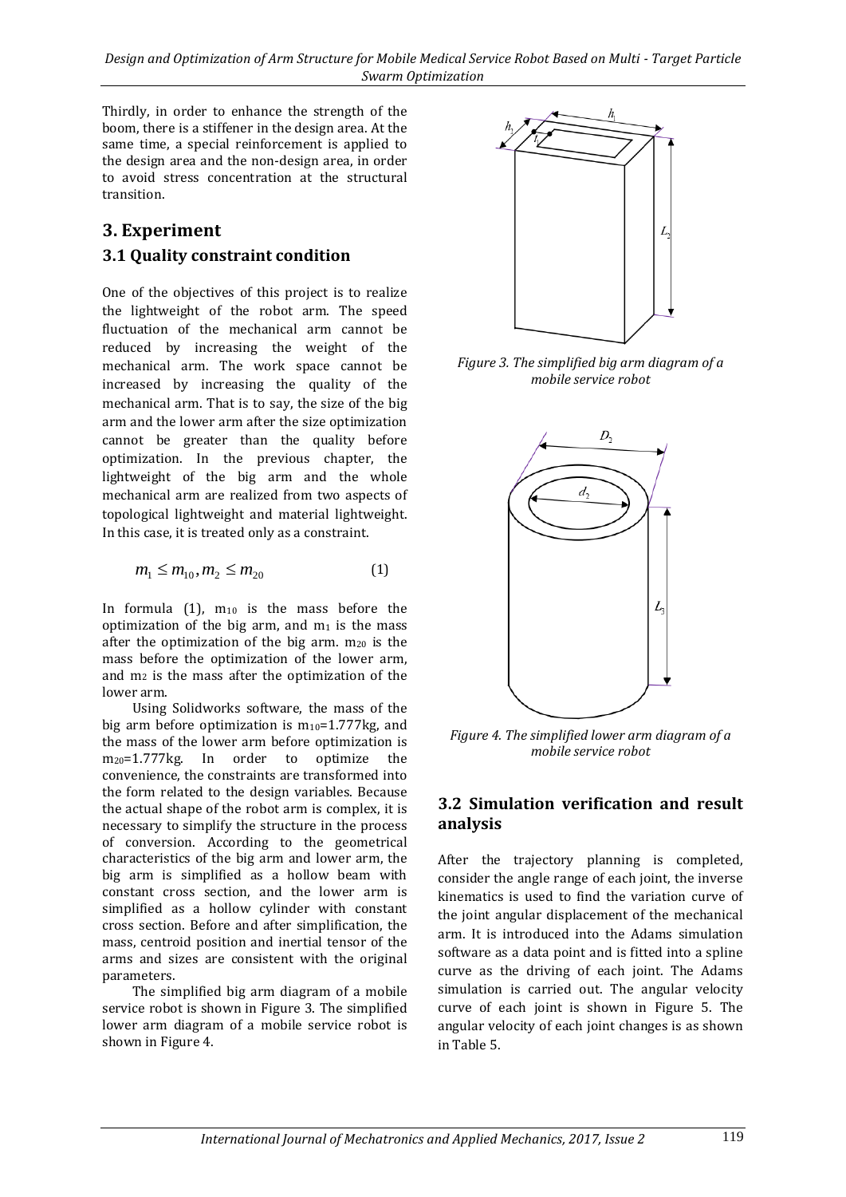Thirdly, in order to enhance the strength of the boom, there is a stiffener in the design area. At the same time, a special reinforcement is applied to the design area and the non-design area, in order to avoid stress concentration at the structural transition.

## 3. Experiment

### 3.1 Quality constraint condition

One of the objectives of this project is to realize the lightweight of the robot arm. The speed fluctuation of the mechanical arm cannot be reduced by increasing the weight of the mechanical arm. The work space cannot be increased by increasing the quality of the mechanical arm. That is to say, the size of the big arm and the lower arm after the size optimization cannot be greater than the quality before optimization. In the previous chapter, the lightweight of the big arm and the whole mechanical arm are realized from two aspects of topological lightweight and material lightweight. In this case, it is treated only as a constraint.

$$m_1 \leq m_{10}, m_2 \leq m_{20} \qquad (1)$$

In formula (1), $m_{10}$ is the mass before the optimization of the big arm, and $m_1$ is the mass after the optimization of the big arm. $m_{20}$ is the mass before the optimization of the lower arm, and $m_2$ is the mass after the optimization of the lower arm.

Using Solidworks software, the mass of the big arm before optimization is $m_{10}$=1.777kg, and the mass of the lower arm before optimization is $m_{20}$=1.777kg. In order to optimize the convenience, the constraints are transformed into the form related to the design variables. Because the actual shape of the robot arm is complex, it is necessary to simplify the structure in the process of conversion. According to the geometrical characteristics of the big arm and lower arm, the big arm is simplified as a hollow beam with constant cross section, and the lower arm is simplified as a hollow cylinder with constant cross section. Before and after simplification, the mass, centroid position and inertial tensor of the arms and sizes are consistent with the original parameters.

The simplified big arm diagram of a mobile service robot is shown in Figure 3. The simplified lower arm diagram of a mobile service robot is shown in Figure 4.

*Figure 3. The simplified big arm diagram of a mobile service robot*

*Figure 4. The simplified lower arm diagram of a mobile service robot*

### 3.2 Simulation verification and result analysis

After the trajectory planning is completed, consider the angle range of each joint, the inverse kinematics is used to find the variation curve of the joint angular displacement of the mechanical arm. It is introduced into the Adams simulation software as a data point and is fitted into a spline curve as the driving of each joint. The Adams simulation is carried out. The angular velocity curve of each joint is shown in Figure 5. The angular velocity of each joint changes is as shown in Table 5.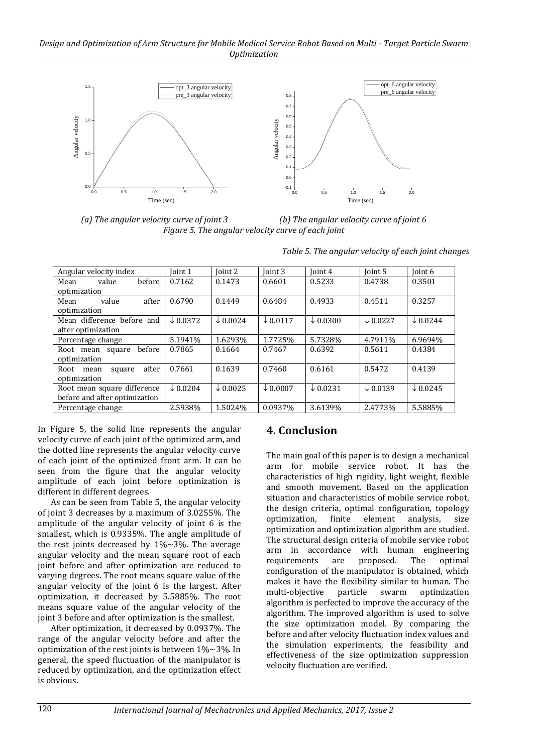(a) The angular velocity curve of joint 3 (b) The angular velocity curve of joint 6

*Figure 5. The angular velocity curve of each joint*

*Table 5. The angular velocity of each joint changes*

| Angular velocity index | Joint 1 | Joint 2 | Joint 3 | Joint 4 | Joint 5 | Joint 6 |
|---|---|---|---|---|---|---|
| Mean value before optimization | 0.7162 | 0.1473 | 0.6601 | 0.5233 | 0.4738 | 0.3501 |
| Mean value after optimization | 0.6790 | 0.1449 | 0.6484 | 0.4933 | 0.4511 | 0.3257 |
| Mean difference before and after optimization | ↓0.0372 | ↓0.0024 | ↓0.0117 | ↓0.0300 | ↓0.0227 | ↓0.0244 |
| Percentage change | 5.1941% | 1.6293% | 1.7725% | 5.7328% | 4.7911% | 6.9694% |
| Root mean square before optimization | 0.7865 | 0.1664 | 0.7467 | 0.6392 | 0.5611 | 0.4384 |
| Root mean square after optimization | 0.7661 | 0.1639 | 0.7460 | 0.6161 | 0.5472 | 0.4139 |
| Root mean square difference before and after optimization | ↓0.0204 | ↓0.0025 | ↓0.0007 | ↓0.0231 | ↓0.0139 | ↓0.0245 |
| Percentage change | 2.5938% | 1.5024% | 0.0937% | 3.6139% | 2.4773% | 5.5885% |

In Figure 5, the solid line represents the angular velocity curve of each joint of the optimized arm, and the dotted line represents the angular velocity curve of each joint of the optimized front arm. It can be seen from the figure that the angular velocity amplitude of each joint before optimization is different in different degrees.

As can be seen from Table 5, the angular velocity of joint 3 decreases by a maximum of 3.0255%. The amplitude of the angular velocity of joint 6 is the smallest, which is 0.9335%. The angle amplitude of the rest joints decreased by 1%~3%. The average angular velocity and the mean square root of each joint before and after optimization are reduced to varying degrees. The root means square value of the angular velocity of the joint 6 is the largest. After optimization, it decreased by 5.5885%. The root means square value of the angular velocity of the joint 3 before and after optimization is the smallest.

After optimization, it decreased by 0.0937%. The range of the angular velocity before and after the optimization of the rest joints is between 1%~3%. In general, the speed fluctuation of the manipulator is reduced by optimization, and the optimization effect is obvious.

## 4. Conclusion

The main goal of this paper is to design a mechanical arm for mobile service robot. It has the characteristics of high rigidity, light weight, flexible and smooth movement. Based on the application situation and characteristics of mobile service robot, the design criteria, optimal configuration, topology optimization, finite element analysis, size optimization and optimization algorithm are studied. The structural design criteria of mobile service robot arm in accordance with human engineering requirements are proposed. The optimal configuration of the manipulator is obtained, which makes it have the flexibility similar to human. The multi-objective particle swarm optimization algorithm is perfected to improve the accuracy of the algorithm. The improved algorithm is used to solve the size optimization model. By comparing the before and after velocity fluctuation index values and the simulation experiments, the feasibility and effectiveness of the size optimization suppression velocity fluctuation are verified.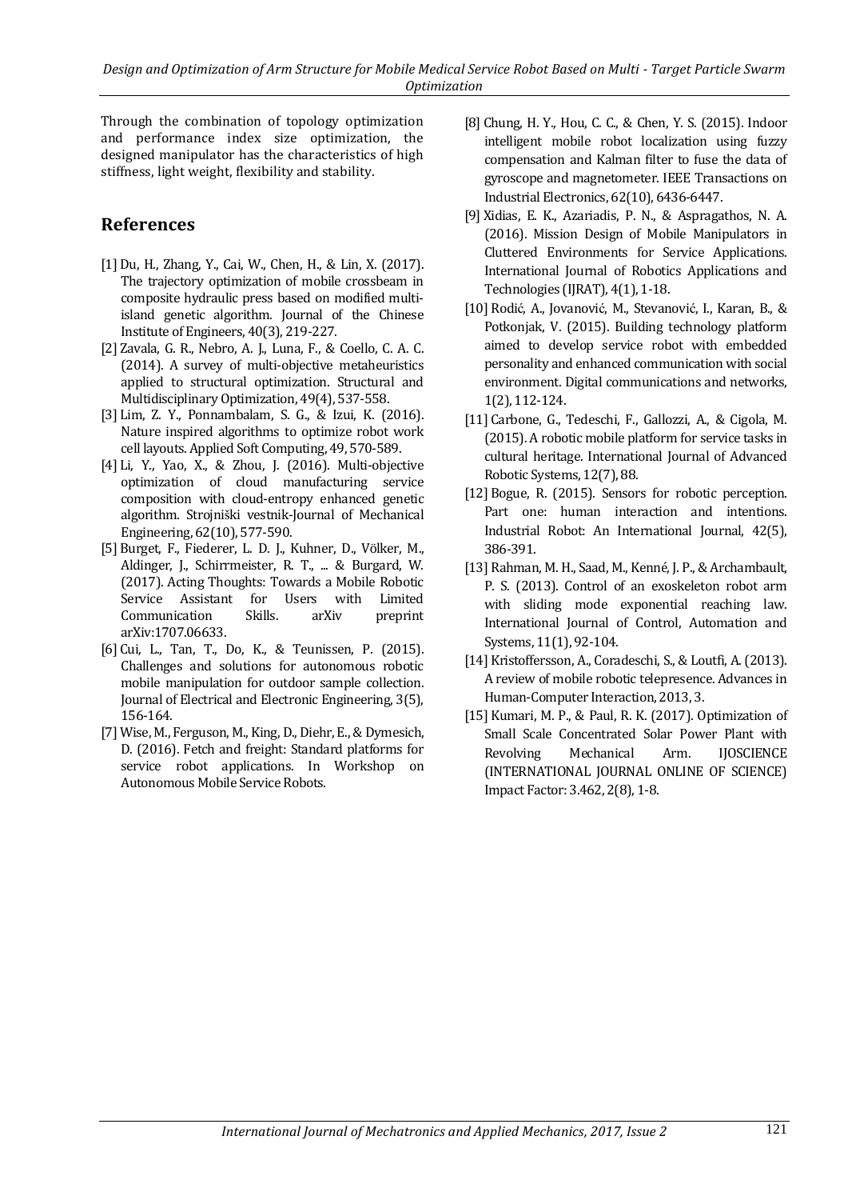Through the combination of topology optimization and performance index size optimization, the designed manipulator has the characteristics of high stiffness, light weight, flexibility and stability.

## References

[1] Du, H., Zhang, Y., Cai, W., Chen, H., & Lin, X. (2017). The trajectory optimization of mobile crossbeam in composite hydraulic press based on modified multi-island genetic algorithm. Journal of the Chinese Institute of Engineers, 40(3), 219-227.

[2] Zavala, G. R., Nebro, A. J., Luna, F., & Coello, C. A. C. (2014). A survey of multi-objective metaheuristics applied to structural optimization. Structural and Multidisciplinary Optimization, 49(4), 537-558.

[3] Lim, Z. Y., Ponnambalam, S. G., & Izui, K. (2016). Nature inspired algorithms to optimize robot work cell layouts. Applied Soft Computing, 49, 570-589.

[4] Li, Y., Yao, X., & Zhou, J. (2016). Multi-objective optimization of cloud manufacturing service composition with cloud-entropy enhanced genetic algorithm. Strojniški vestnik-Journal of Mechanical Engineering, 62(10), 577-590.

[5] Burget, F., Fiederer, L. D. J., Kuhner, D., Völker, M., Aldinger, J., Schirrmeister, R. T., ... & Burgard, W. (2017). Acting Thoughts: Towards a Mobile Robotic Service Assistant for Users with Limited Communication Skills. arXiv preprint arXiv:1707.06633.

[6] Cui, L., Tan, T., Do, K., & Teunissen, P. (2015). Challenges and solutions for autonomous robotic mobile manipulation for outdoor sample collection. Journal of Electrical and Electronic Engineering, 3(5), 156-164.

[7] Wise, M., Ferguson, M., King, D., Diehr, E., & Dymesich, D. (2016). Fetch and freight: Standard platforms for service robot applications. In Workshop on Autonomous Mobile Service Robots.

[8] Chung, H. Y., Hou, C. C., & Chen, Y. S. (2015). Indoor intelligent mobile robot localization using fuzzy compensation and Kalman filter to fuse the data of gyroscope and magnetometer. IEEE Transactions on Industrial Electronics, 62(10), 6436-6447.

[9] Xidias, E. K., Azariadis, P. N., & Aspragathos, N. A. (2016). Mission Design of Mobile Manipulators in Cluttered Environments for Service Applications. International Journal of Robotics Applications and Technologies (IJRAT), 4(1), 1-18.

[10] Rodić, A., Jovanović, M., Stevanović, I., Karan, B., & Potkonjak, V. (2015). Building technology platform aimed to develop service robot with embedded personality and enhanced communication with social environment. Digital communications and networks, 1(2), 112-124.

[11] Carbone, G., Tedeschi, F., Gallozzi, A., & Cigola, M. (2015). A robotic mobile platform for service tasks in cultural heritage. International Journal of Advanced Robotic Systems, 12(7), 88.

[12] Bogue, R. (2015). Sensors for robotic perception. Part one: human interaction and intentions. Industrial Robot: An International Journal, 42(5), 386-391.

[13] Rahman, M. H., Saad, M., Kenné, J. P., & Archambault, P. S. (2013). Control of an exoskeleton robot arm with sliding mode exponential reaching law. International Journal of Control, Automation and Systems, 11(1), 92-104.

[14] Kristoffersson, A., Coradeschi, S., & Loutfi, A. (2013). A review of mobile robotic telepresence. Advances in Human-Computer Interaction, 2013, 3.

[15] Kumari, M. P., & Paul, R. K. (2017). Optimization of Small Scale Concentrated Solar Power Plant with Revolving Mechanical Arm. IJOSCIENCE (INTERNATIONAL JOURNAL ONLINE OF SCIENCE) Impact Factor: 3.462, 2(8), 1-8.